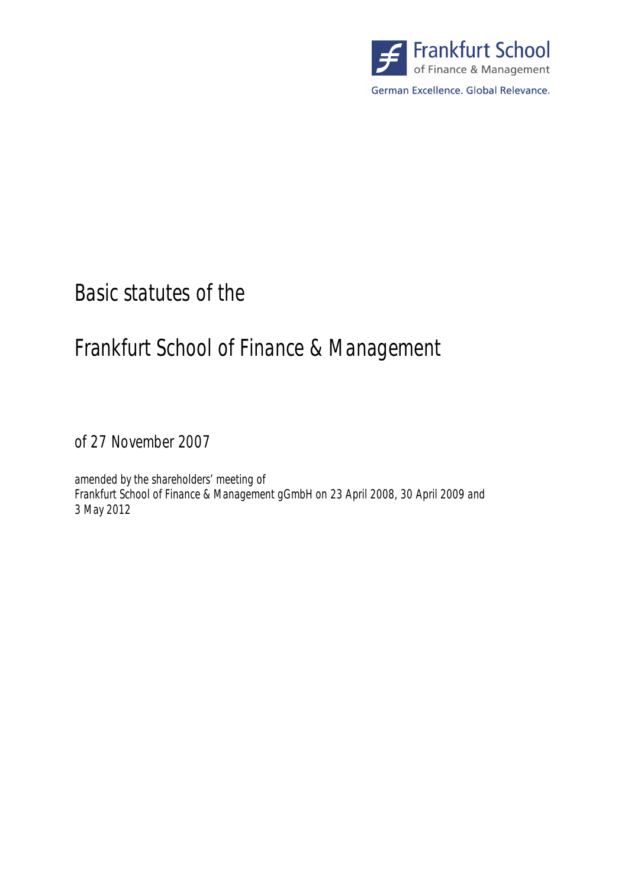Frankfurt School of Finance & Management

German Excellence. Global Relevance.

# Basic statutes of the

# Frankfurt School of Finance & Management

## of 27 November 2007

amended by the shareholders' meeting of
Frankfurt School of Finance & Management gGmbH on 23 April 2008, 30 April 2009 and 3 May 2012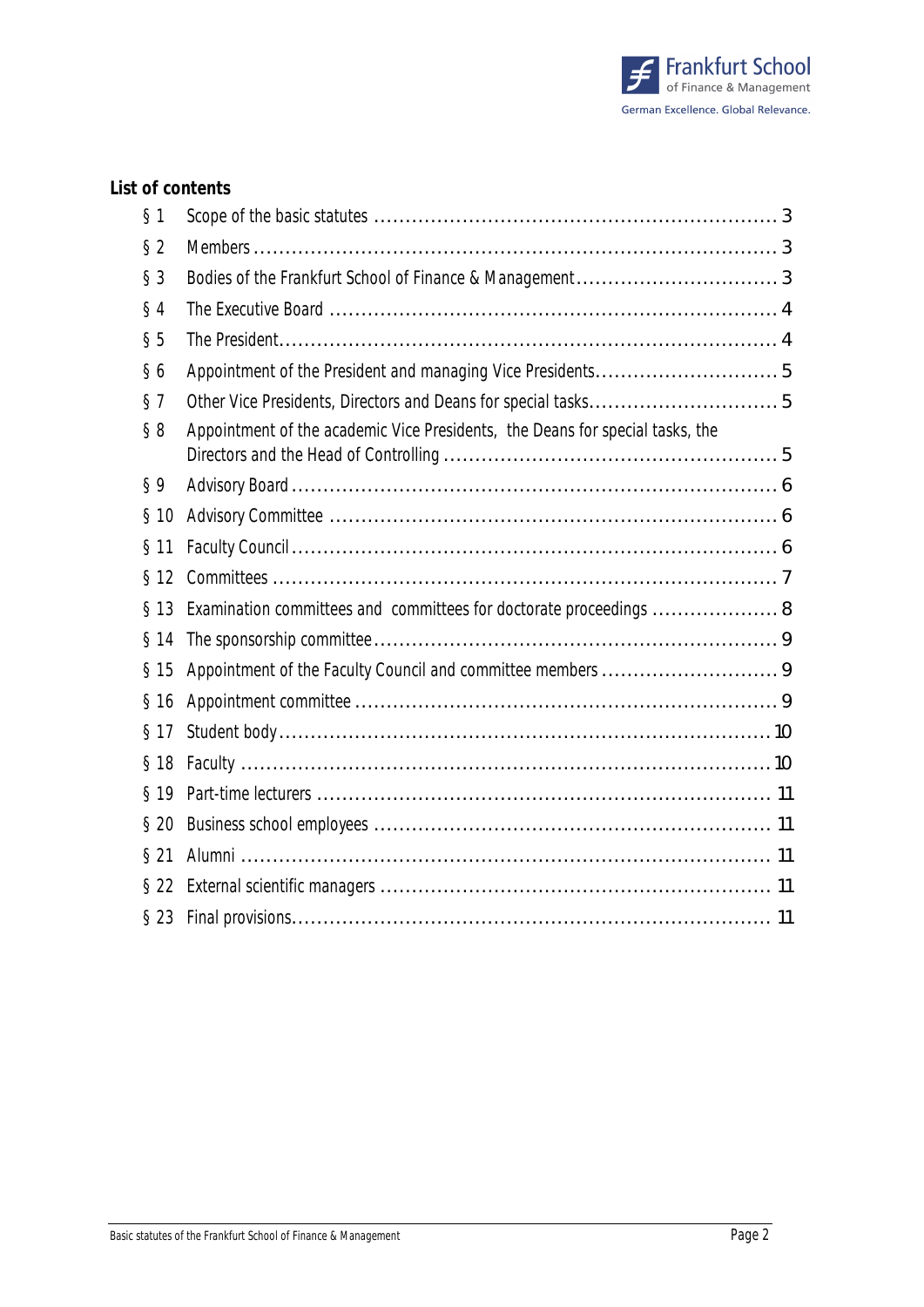**List of contents**

| | | |
|---|---|---|
| § 1 | Scope of the basic statutes | 3 |
| § 2 | Members | 3 |
| § 3 | Bodies of the Frankfurt School of Finance & Management | 3 |
| § 4 | The Executive Board | 4 |
| § 5 | The President | 4 |
| § 6 | Appointment of the President and managing Vice Presidents | 5 |
| § 7 | Other Vice Presidents, Directors and Deans for special tasks | 5 |
| § 8 | Appointment of the academic Vice Presidents, the Deans for special tasks, the Directors and the Head of Controlling | 5 |
| § 9 | Advisory Board | 6 |
| § 10 | Advisory Committee | 6 |
| § 11 | Faculty Council | 6 |
| § 12 | Committees | 7 |
| § 13 | Examination committees and committees for doctorate proceedings | 8 |
| § 14 | The sponsorship committee | 9 |
| § 15 | Appointment of the Faculty Council and committee members | 9 |
| § 16 | Appointment committee | 9 |
| § 17 | Student body | 10 |
| § 18 | Faculty | 10 |
| § 19 | Part-time lecturers | 11 |
| § 20 | Business school employees | 11 |
| § 21 | Alumni | 11 |
| § 22 | External scientific managers | 11 |
| § 23 | Final provisions | 11 |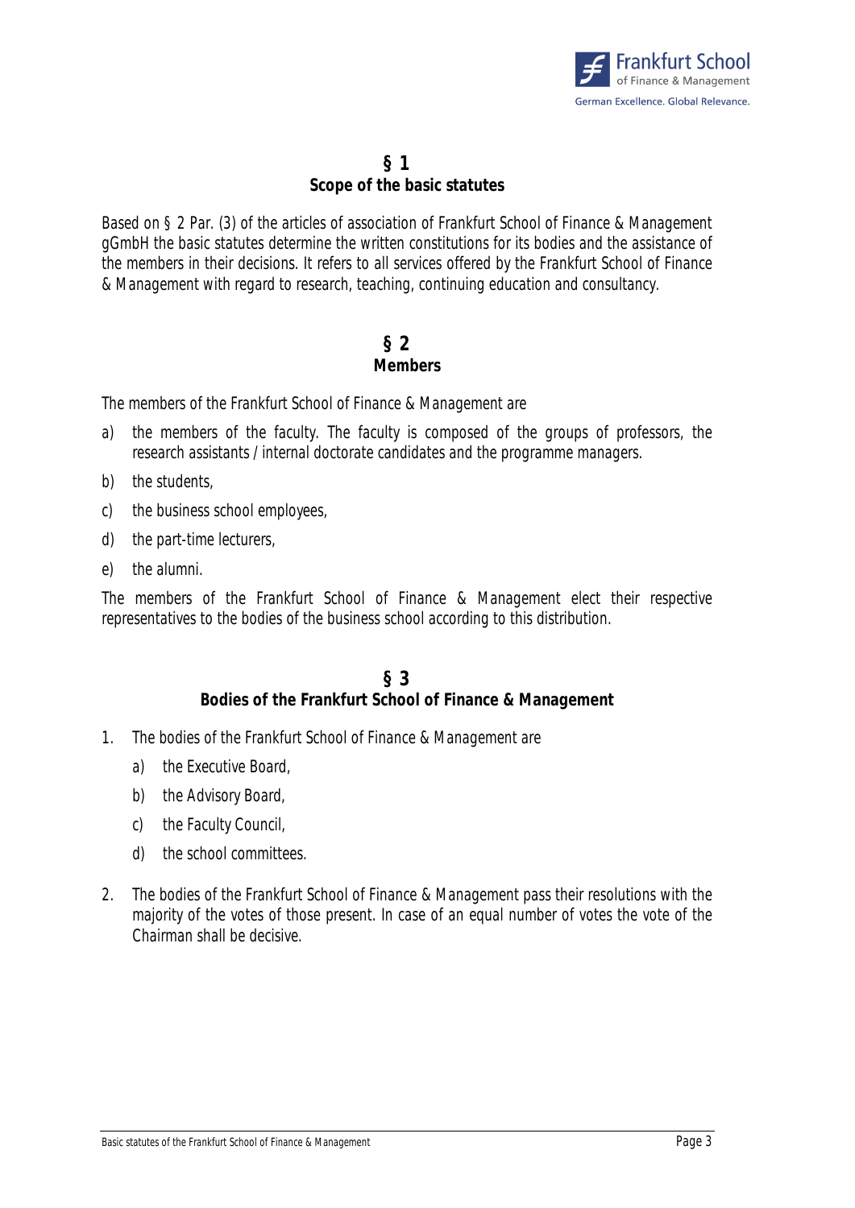## § 1
## Scope of the basic statutes

Based on § 2 Par. (3) of the articles of association of Frankfurt School of Finance & Management gGmbH the basic statutes determine the written constitutions for its bodies and the assistance of the members in their decisions. It refers to all services offered by the Frankfurt School of Finance & Management with regard to research, teaching, continuing education and consultancy.

## § 2
## Members

The members of the Frankfurt School of Finance & Management are

a) the members of the faculty. The faculty is composed of the groups of professors, the research assistants / internal doctorate candidates and the programme managers.

b) the students,

c) the business school employees,

d) the part-time lecturers,

e) the alumni.

The members of the Frankfurt School of Finance & Management elect their respective representatives to the bodies of the business school according to this distribution.

## § 3
## Bodies of the Frankfurt School of Finance & Management

1. The bodies of the Frankfurt School of Finance & Management are
   a) the Executive Board,
   b) the Advisory Board,
   c) the Faculty Council,
   d) the school committees.

2. The bodies of the Frankfurt School of Finance & Management pass their resolutions with the majority of the votes of those present. In case of an equal number of votes the vote of the Chairman shall be decisive.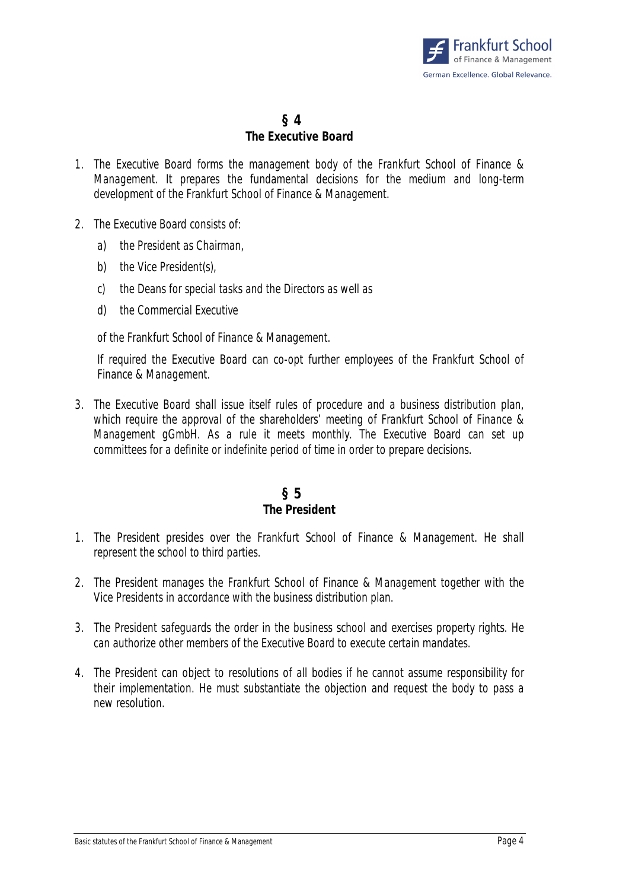## § 4
## The Executive Board

1. The Executive Board forms the management body of the Frankfurt School of Finance & Management. It prepares the fundamental decisions for the medium and long-term development of the Frankfurt School of Finance & Management.

2. The Executive Board consists of:

   a) the President as Chairman,

   b) the Vice President(s),

   c) the Deans for special tasks and the Directors as well as

   d) the Commercial Executive

   of the Frankfurt School of Finance & Management.

   If required the Executive Board can co-opt further employees of the Frankfurt School of Finance & Management.

3. The Executive Board shall issue itself rules of procedure and a business distribution plan, which require the approval of the shareholders' meeting of Frankfurt School of Finance & Management gGmbH. As a rule it meets monthly. The Executive Board can set up committees for a definite or indefinite period of time in order to prepare decisions.

## § 5
## The President

1. The President presides over the Frankfurt School of Finance & Management. He shall represent the school to third parties.

2. The President manages the Frankfurt School of Finance & Management together with the Vice Presidents in accordance with the business distribution plan.

3. The President safeguards the order in the business school and exercises property rights. He can authorize other members of the Executive Board to execute certain mandates.

4. The President can object to resolutions of all bodies if he cannot assume responsibility for their implementation. He must substantiate the objection and request the body to pass a new resolution.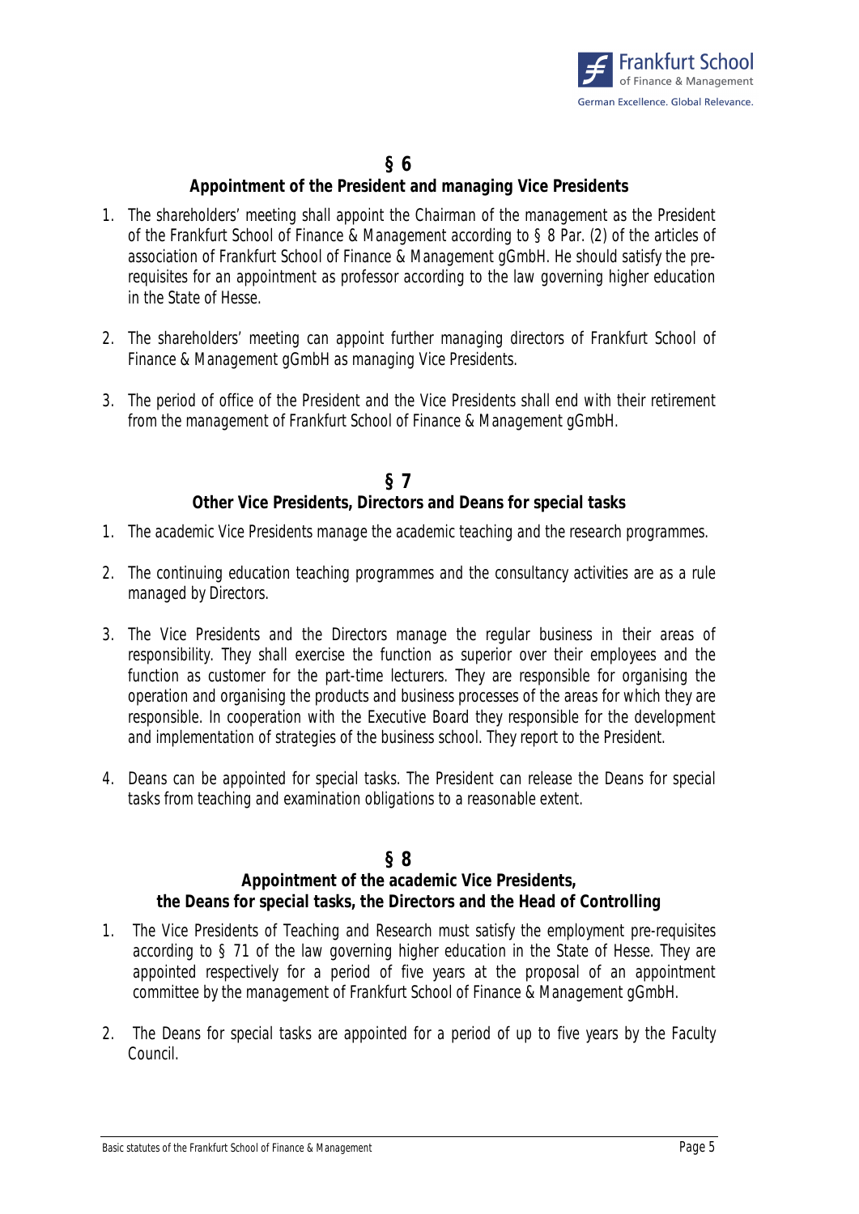## § 6

### Appointment of the President and managing Vice Presidents

1. The shareholders' meeting shall appoint the Chairman of the management as the President of the Frankfurt School of Finance & Management according to § 8 Par. (2) of the articles of association of Frankfurt School of Finance & Management gGmbH. He should satisfy the pre-requisites for an appointment as professor according to the law governing higher education in the State of Hesse.

2. The shareholders' meeting can appoint further managing directors of Frankfurt School of Finance & Management gGmbH as managing Vice Presidents.

3. The period of office of the President and the Vice Presidents shall end with their retirement from the management of Frankfurt School of Finance & Management gGmbH.

## § 7

### Other Vice Presidents, Directors and Deans for special tasks

1. The academic Vice Presidents manage the academic teaching and the research programmes.

2. The continuing education teaching programmes and the consultancy activities are as a rule managed by Directors.

3. The Vice Presidents and the Directors manage the regular business in their areas of responsibility. They shall exercise the function as superior over their employees and the function as customer for the part-time lecturers. They are responsible for organising the operation and organising the products and business processes of the areas for which they are responsible. In cooperation with the Executive Board they responsible for the development and implementation of strategies of the business school. They report to the President.

4. Deans can be appointed for special tasks. The President can release the Deans for special tasks from teaching and examination obligations to a reasonable extent.

## § 8

### Appointment of the academic Vice Presidents, the Deans for special tasks, the Directors and the Head of Controlling

1. The Vice Presidents of Teaching and Research must satisfy the employment pre-requisites according to § 71 of the law governing higher education in the State of Hesse. They are appointed respectively for a period of five years at the proposal of an appointment committee by the management of Frankfurt School of Finance & Management gGmbH.

2. The Deans for special tasks are appointed for a period of up to five years by the Faculty Council.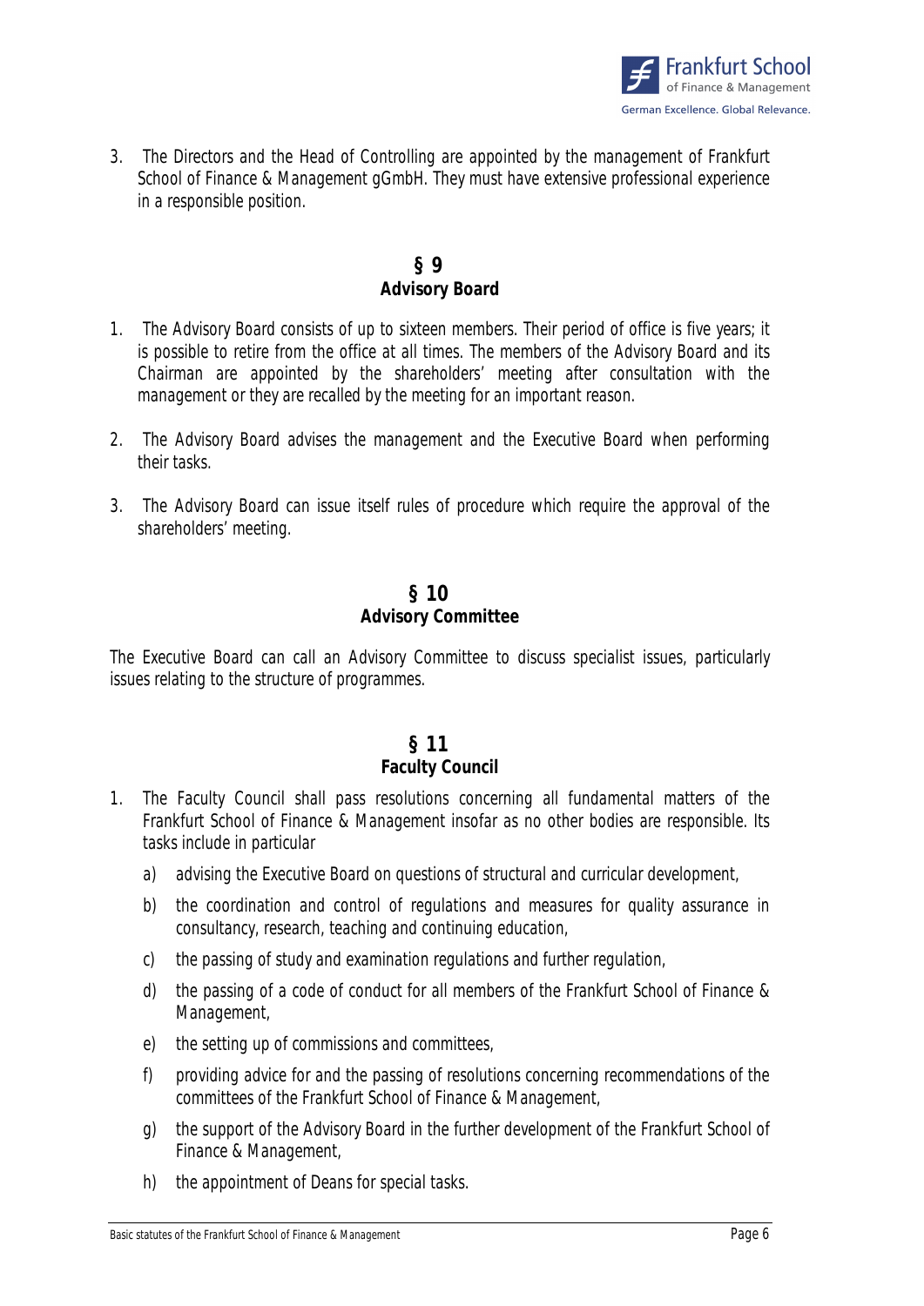3. The Directors and the Head of Controlling are appointed by the management of Frankfurt School of Finance & Management gGmbH. They must have extensive professional experience in a responsible position.

## § 9
## Advisory Board

1. The Advisory Board consists of up to sixteen members. Their period of office is five years; it is possible to retire from the office at all times. The members of the Advisory Board and its Chairman are appointed by the shareholders' meeting after consultation with the management or they are recalled by the meeting for an important reason.

2. The Advisory Board advises the management and the Executive Board when performing their tasks.

3. The Advisory Board can issue itself rules of procedure which require the approval of the shareholders' meeting.

## § 10
## Advisory Committee

The Executive Board can call an Advisory Committee to discuss specialist issues, particularly issues relating to the structure of programmes.

## § 11
## Faculty Council

1. The Faculty Council shall pass resolutions concerning all fundamental matters of the Frankfurt School of Finance & Management insofar as no other bodies are responsible. Its tasks include in particular

   a) advising the Executive Board on questions of structural and curricular development,

   b) the coordination and control of regulations and measures for quality assurance in consultancy, research, teaching and continuing education,

   c) the passing of study and examination regulations and further regulation,

   d) the passing of a code of conduct for all members of the Frankfurt School of Finance & Management,

   e) the setting up of commissions and committees,

   f) providing advice for and the passing of resolutions concerning recommendations of the committees of the Frankfurt School of Finance & Management,

   g) the support of the Advisory Board in the further development of the Frankfurt School of Finance & Management,

   h) the appointment of Deans for special tasks.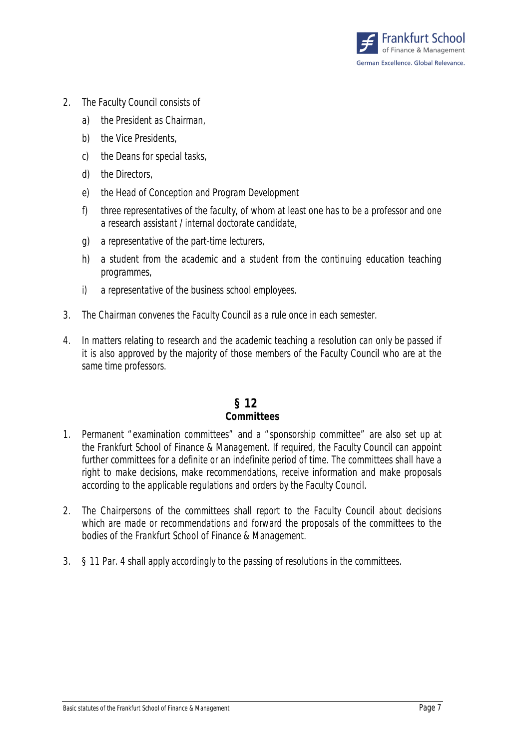2. The Faculty Council consists of
   a) the President as Chairman,
   b) the Vice Presidents,
   c) the Deans for special tasks,
   d) the Directors,
   e) the Head of Conception and Program Development
   f) three representatives of the faculty, of whom at least one has to be a professor and one a research assistant / internal doctorate candidate,
   g) a representative of the part-time lecturers,
   h) a student from the academic and a student from the continuing education teaching programmes,
   i) a representative of the business school employees.
3. The Chairman convenes the Faculty Council as a rule once in each semester.
4. In matters relating to research and the academic teaching a resolution can only be passed if it is also approved by the majority of those members of the Faculty Council who are at the same time professors.

## § 12
## Committees

1. Permanent "examination committees" and a "sponsorship committee" are also set up at the Frankfurt School of Finance & Management. If required, the Faculty Council can appoint further committees for a definite or an indefinite period of time. The committees shall have a right to make decisions, make recommendations, receive information and make proposals according to the applicable regulations and orders by the Faculty Council.
2. The Chairpersons of the committees shall report to the Faculty Council about decisions which are made or recommendations and forward the proposals of the committees to the bodies of the Frankfurt School of Finance & Management.
3. § 11 Par. 4 shall apply accordingly to the passing of resolutions in the committees.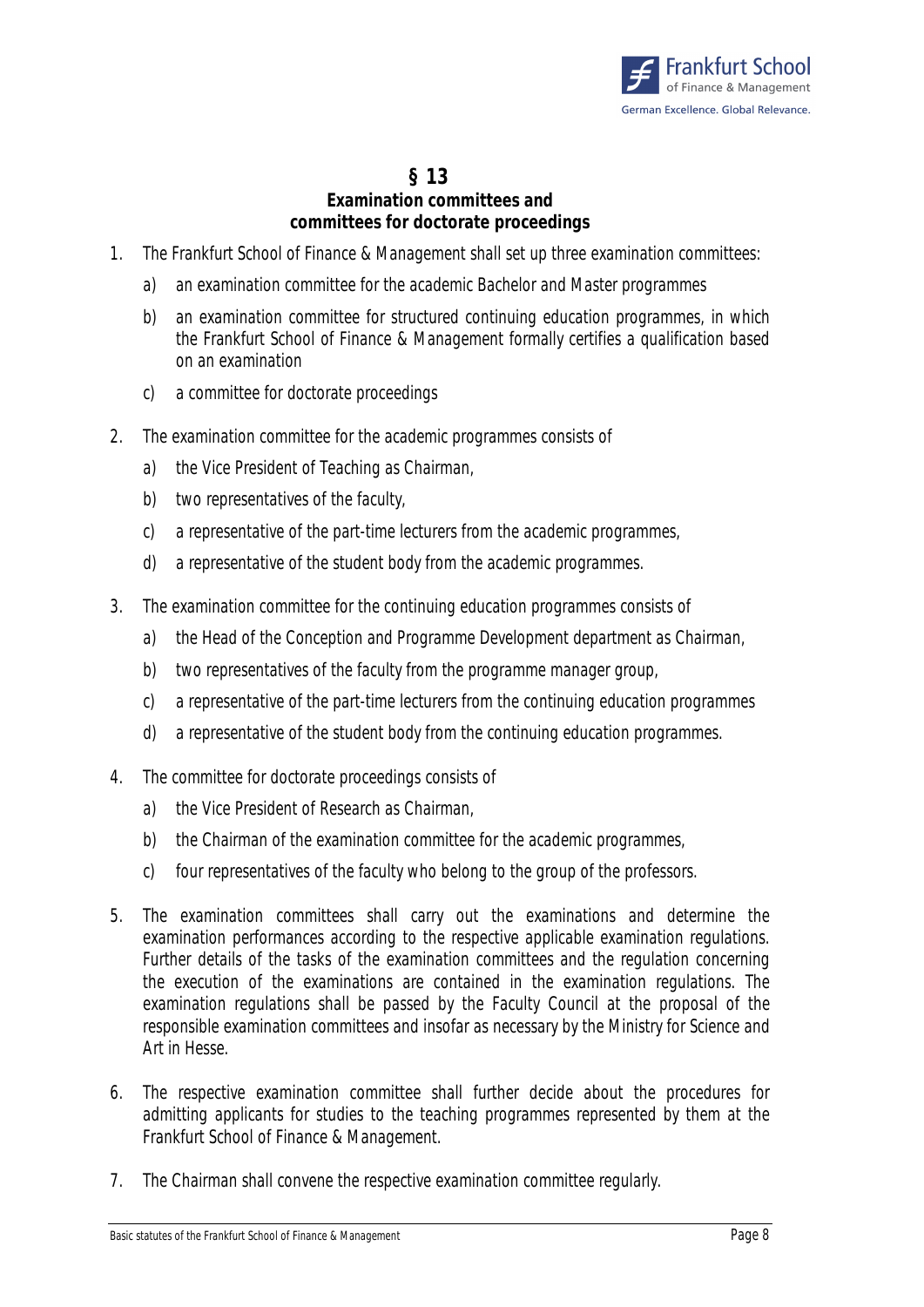## § 13
## Examination committees and committees for doctorate proceedings

1. The Frankfurt School of Finance & Management shall set up three examination committees:

   a) an examination committee for the academic Bachelor and Master programmes

   b) an examination committee for structured continuing education programmes, in which the Frankfurt School of Finance & Management formally certifies a qualification based on an examination

   c) a committee for doctorate proceedings

2. The examination committee for the academic programmes consists of

   a) the Vice President of Teaching as Chairman,

   b) two representatives of the faculty,

   c) a representative of the part-time lecturers from the academic programmes,

   d) a representative of the student body from the academic programmes.

3. The examination committee for the continuing education programmes consists of

   a) the Head of the Conception and Programme Development department as Chairman,

   b) two representatives of the faculty from the programme manager group,

   c) a representative of the part-time lecturers from the continuing education programmes

   d) a representative of the student body from the continuing education programmes.

4. The committee for doctorate proceedings consists of

   a) the Vice President of Research as Chairman,

   b) the Chairman of the examination committee for the academic programmes,

   c) four representatives of the faculty who belong to the group of the professors.

5. The examination committees shall carry out the examinations and determine the examination performances according to the respective applicable examination regulations. Further details of the tasks of the examination committees and the regulation concerning the execution of the examinations are contained in the examination regulations. The examination regulations shall be passed by the Faculty Council at the proposal of the responsible examination committees and insofar as necessary by the Ministry for Science and Art in Hesse.

6. The respective examination committee shall further decide about the procedures for admitting applicants for studies to the teaching programmes represented by them at the Frankfurt School of Finance & Management.

7. The Chairman shall convene the respective examination committee regularly.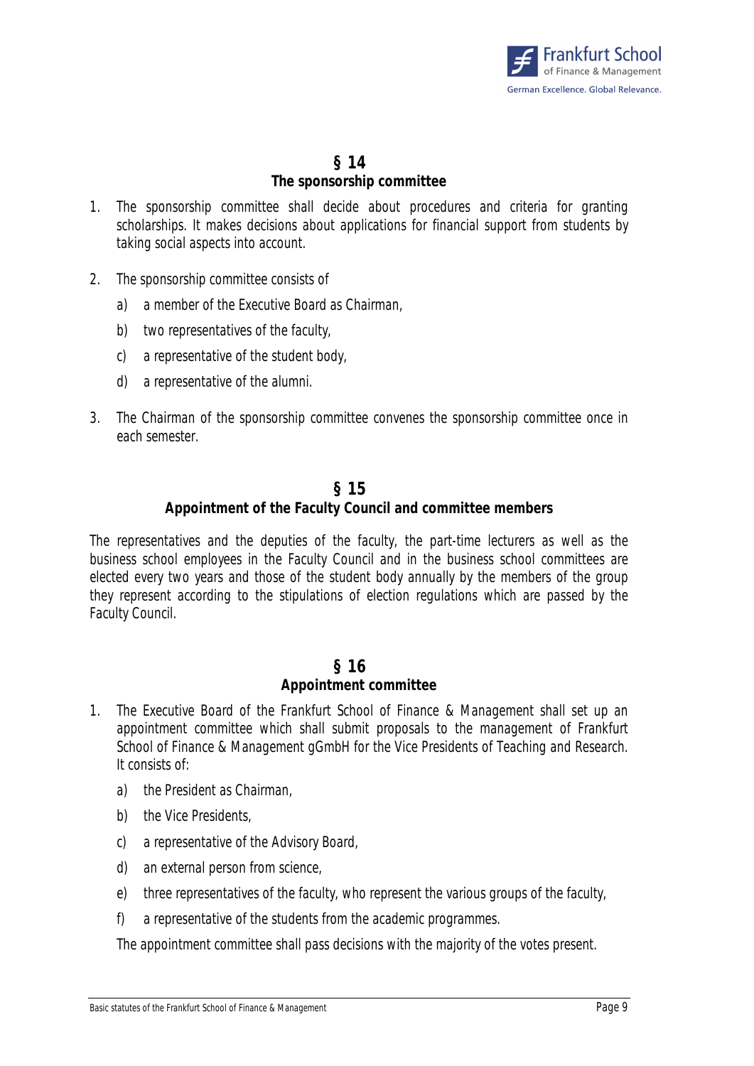## § 14
## The sponsorship committee

1. The sponsorship committee shall decide about procedures and criteria for granting scholarships. It makes decisions about applications for financial support from students by taking social aspects into account.

2. The sponsorship committee consists of
   a) a member of the Executive Board as Chairman,
   b) two representatives of the faculty,
   c) a representative of the student body,
   d) a representative of the alumni.

3. The Chairman of the sponsorship committee convenes the sponsorship committee once in each semester.

## § 15
## Appointment of the Faculty Council and committee members

The representatives and the deputies of the faculty, the part-time lecturers as well as the business school employees in the Faculty Council and in the business school committees are elected every two years and those of the student body annually by the members of the group they represent according to the stipulations of election regulations which are passed by the Faculty Council.

## § 16
## Appointment committee

1. The Executive Board of the Frankfurt School of Finance & Management shall set up an appointment committee which shall submit proposals to the management of Frankfurt School of Finance & Management gGmbH for the Vice Presidents of Teaching and Research. It consists of:
   a) the President as Chairman,
   b) the Vice Presidents,
   c) a representative of the Advisory Board,
   d) an external person from science,
   e) three representatives of the faculty, who represent the various groups of the faculty,
   f) a representative of the students from the academic programmes.

   The appointment committee shall pass decisions with the majority of the votes present.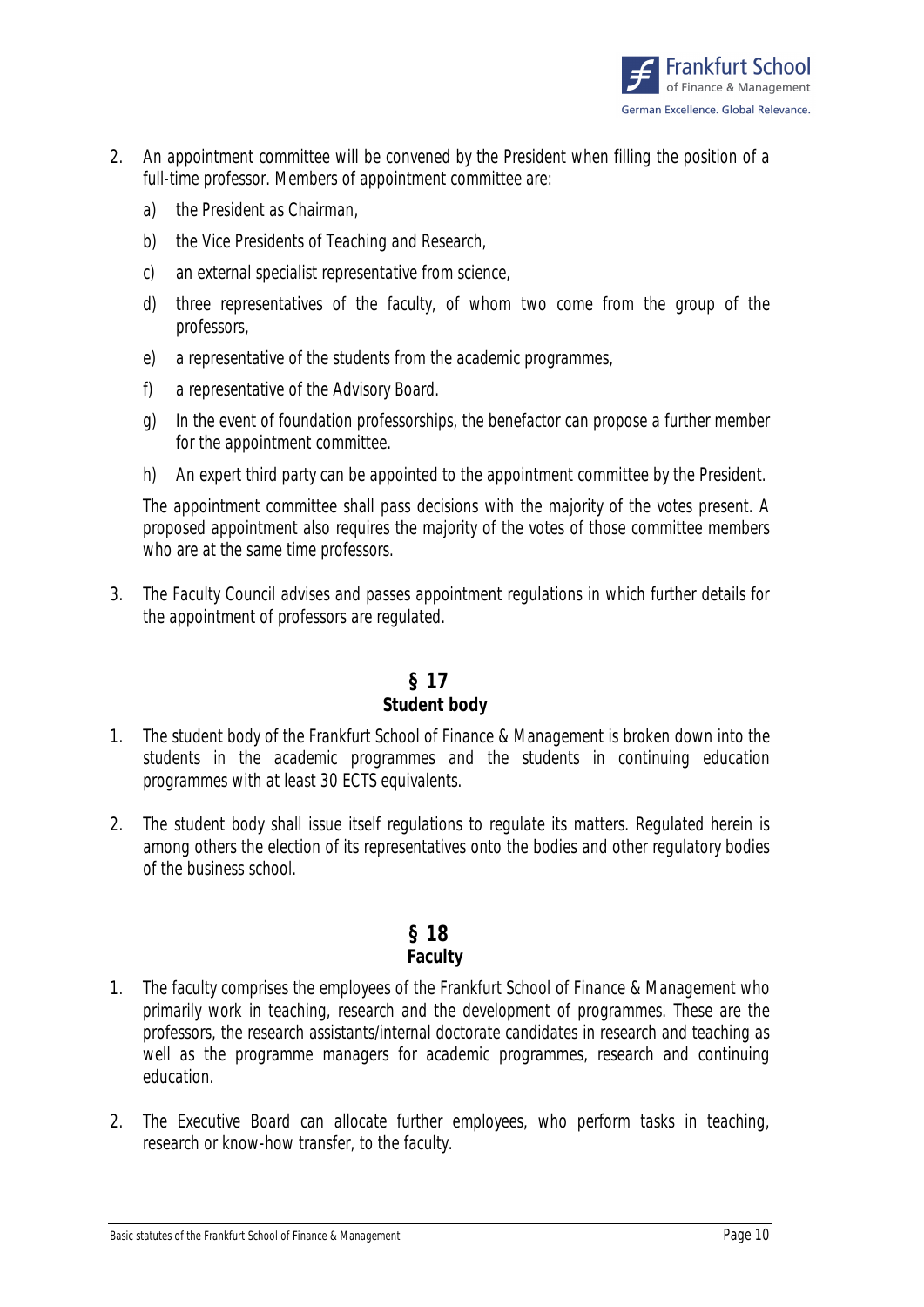2. An appointment committee will be convened by the President when filling the position of a full-time professor. Members of appointment committee are:

   a) the President as Chairman,

   b) the Vice Presidents of Teaching and Research,

   c) an external specialist representative from science,

   d) three representatives of the faculty, of whom two come from the group of the professors,

   e) a representative of the students from the academic programmes,

   f) a representative of the Advisory Board.

   g) In the event of foundation professorships, the benefactor can propose a further member for the appointment committee.

   h) An expert third party can be appointed to the appointment committee by the President.

   The appointment committee shall pass decisions with the majority of the votes present. A proposed appointment also requires the majority of the votes of those committee members who are at the same time professors.

3. The Faculty Council advises and passes appointment regulations in which further details for the appointment of professors are regulated.

## § 17
## Student body

1. The student body of the Frankfurt School of Finance & Management is broken down into the students in the academic programmes and the students in continuing education programmes with at least 30 ECTS equivalents.

2. The student body shall issue itself regulations to regulate its matters. Regulated herein is among others the election of its representatives onto the bodies and other regulatory bodies of the business school.

## § 18
## Faculty

1. The faculty comprises the employees of the Frankfurt School of Finance & Management who primarily work in teaching, research and the development of programmes. These are the professors, the research assistants/internal doctorate candidates in research and teaching as well as the programme managers for academic programmes, research and continuing education.

2. The Executive Board can allocate further employees, who perform tasks in teaching, research or know-how transfer, to the faculty.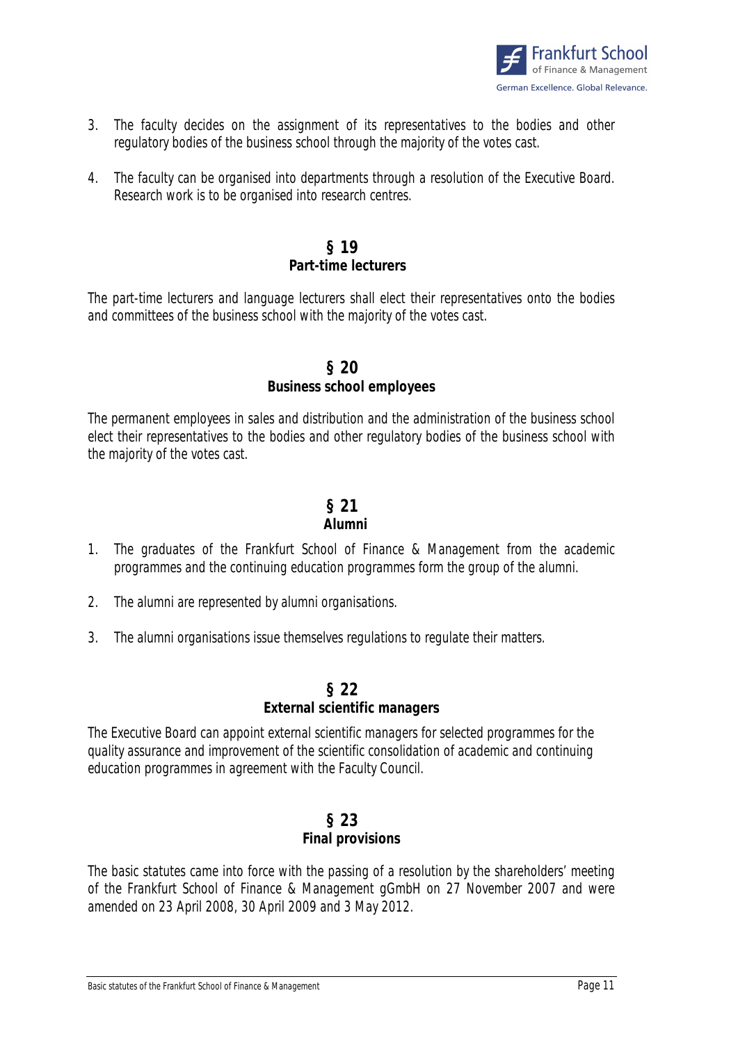3. The faculty decides on the assignment of its representatives to the bodies and other regulatory bodies of the business school through the majority of the votes cast.

4. The faculty can be organised into departments through a resolution of the Executive Board. Research work is to be organised into research centres.

## § 19
## Part-time lecturers

The part-time lecturers and language lecturers shall elect their representatives onto the bodies and committees of the business school with the majority of the votes cast.

## § 20
## Business school employees

The permanent employees in sales and distribution and the administration of the business school elect their representatives to the bodies and other regulatory bodies of the business school with the majority of the votes cast.

## § 21
## Alumni

1. The graduates of the Frankfurt School of Finance & Management from the academic programmes and the continuing education programmes form the group of the alumni.

2. The alumni are represented by alumni organisations.

3. The alumni organisations issue themselves regulations to regulate their matters.

## § 22
## External scientific managers

The Executive Board can appoint external scientific managers for selected programmes for the quality assurance and improvement of the scientific consolidation of academic and continuing education programmes in agreement with the Faculty Council.

## § 23
## Final provisions

The basic statutes came into force with the passing of a resolution by the shareholders' meeting of the Frankfurt School of Finance & Management gGmbH on 27 November 2007 and were amended on 23 April 2008, 30 April 2009 and 3 May 2012.